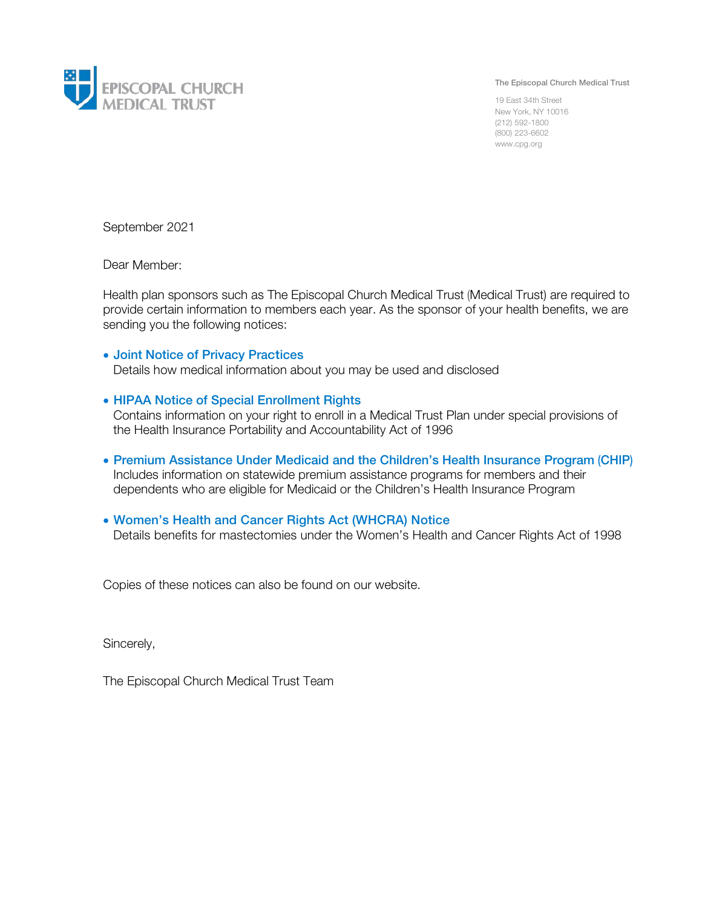EPISCOPAL CHURCH MEDICAL TRUST

The Episcopal Church Medical Trust

19 East 34th Street
New York, NY 10016
(212) 592-1800
(800) 223-6602
www.cpg.org

September 2021

Dear Member:

Health plan sponsors such as The Episcopal Church Medical Trust (Medical Trust) are required to provide certain information to members each year. As the sponsor of your health benefits, we are sending you the following notices:

- **Joint Notice of Privacy Practices**
  Details how medical information about you may be used and disclosed

- **HIPAA Notice of Special Enrollment Rights**
  Contains information on your right to enroll in a Medical Trust Plan under special provisions of the Health Insurance Portability and Accountability Act of 1996

- **Premium Assistance Under Medicaid and the Children's Health Insurance Program (CHIP)**
  Includes information on statewide premium assistance programs for members and their dependents who are eligible for Medicaid or the Children's Health Insurance Program

- **Women's Health and Cancer Rights Act (WHCRA) Notice**
  Details benefits for mastectomies under the Women's Health and Cancer Rights Act of 1998

Copies of these notices can also be found on our website.

Sincerely,

The Episcopal Church Medical Trust Team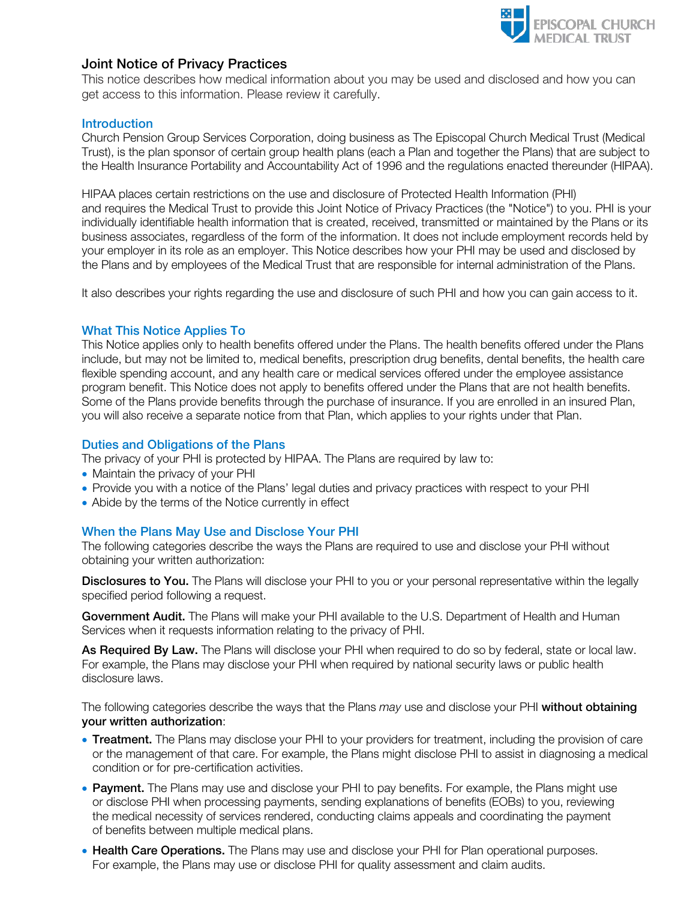## Joint Notice of Privacy Practices

This notice describes how medical information about you may be used and disclosed and how you can get access to this information. Please review it carefully.

### Introduction

Church Pension Group Services Corporation, doing business as The Episcopal Church Medical Trust (Medical Trust), is the plan sponsor of certain group health plans (each a Plan and together the Plans) that are subject to the Health Insurance Portability and Accountability Act of 1996 and the regulations enacted thereunder (HIPAA).

HIPAA places certain restrictions on the use and disclosure of Protected Health Information (PHI) and requires the Medical Trust to provide this Joint Notice of Privacy Practices (the "Notice") to you. PHI is your individually identifiable health information that is created, received, transmitted or maintained by the Plans or its business associates, regardless of the form of the information. It does not include employment records held by your employer in its role as an employer. This Notice describes how your PHI may be used and disclosed by the Plans and by employees of the Medical Trust that are responsible for internal administration of the Plans.

It also describes your rights regarding the use and disclosure of such PHI and how you can gain access to it.

### What This Notice Applies To

This Notice applies only to health benefits offered under the Plans. The health benefits offered under the Plans include, but may not be limited to, medical benefits, prescription drug benefits, dental benefits, the health care flexible spending account, and any health care or medical services offered under the employee assistance program benefit. This Notice does not apply to benefits offered under the Plans that are not health benefits. Some of the Plans provide benefits through the purchase of insurance. If you are enrolled in an insured Plan, you will also receive a separate notice from that Plan, which applies to your rights under that Plan.

### Duties and Obligations of the Plans

The privacy of your PHI is protected by HIPAA. The Plans are required by law to:

- Maintain the privacy of your PHI
- Provide you with a notice of the Plans' legal duties and privacy practices with respect to your PHI
- Abide by the terms of the Notice currently in effect

### When the Plans May Use and Disclose Your PHI

The following categories describe the ways the Plans are required to use and disclose your PHI without obtaining your written authorization:

**Disclosures to You.** The Plans will disclose your PHI to you or your personal representative within the legally specified period following a request.

**Government Audit.** The Plans will make your PHI available to the U.S. Department of Health and Human Services when it requests information relating to the privacy of PHI.

**As Required By Law.** The Plans will disclose your PHI when required to do so by federal, state or local law. For example, the Plans may disclose your PHI when required by national security laws or public health disclosure laws.

The following categories describe the ways that the Plans *may* use and disclose your PHI **without obtaining your written authorization**:

- **Treatment.** The Plans may disclose your PHI to your providers for treatment, including the provision of care or the management of that care. For example, the Plans might disclose PHI to assist in diagnosing a medical condition or for pre-certification activities.
- **Payment.** The Plans may use and disclose your PHI to pay benefits. For example, the Plans might use or disclose PHI when processing payments, sending explanations of benefits (EOBs) to you, reviewing the medical necessity of services rendered, conducting claims appeals and coordinating the payment of benefits between multiple medical plans.
- **Health Care Operations.** The Plans may use and disclose your PHI for Plan operational purposes. For example, the Plans may use or disclose PHI for quality assessment and claim audits.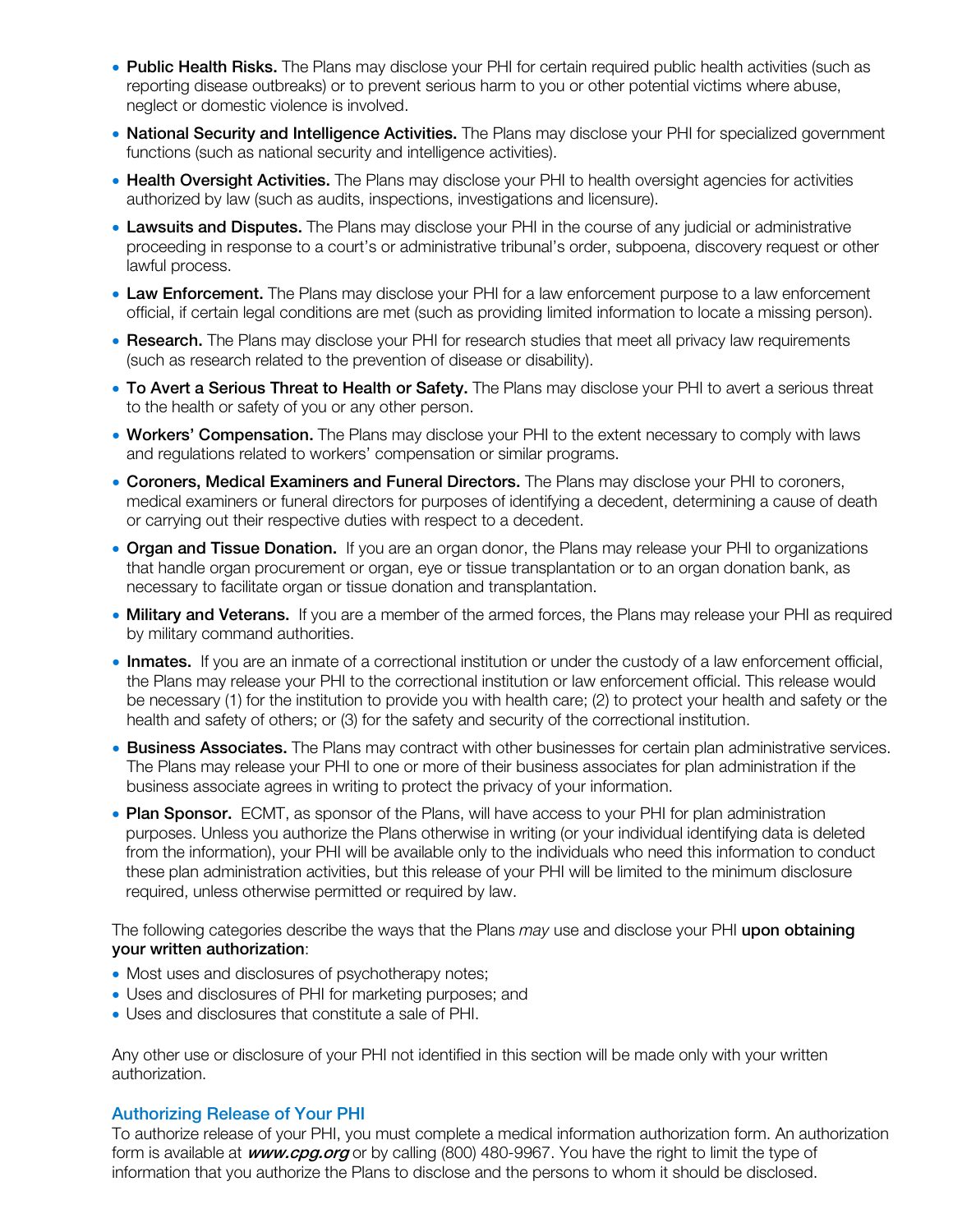- **Public Health Risks.** The Plans may disclose your PHI for certain required public health activities (such as reporting disease outbreaks) or to prevent serious harm to you or other potential victims where abuse, neglect or domestic violence is involved.
- **National Security and Intelligence Activities.** The Plans may disclose your PHI for specialized government functions (such as national security and intelligence activities).
- **Health Oversight Activities.** The Plans may disclose your PHI to health oversight agencies for activities authorized by law (such as audits, inspections, investigations and licensure).
- **Lawsuits and Disputes.** The Plans may disclose your PHI in the course of any judicial or administrative proceeding in response to a court's or administrative tribunal's order, subpoena, discovery request or other lawful process.
- **Law Enforcement.** The Plans may disclose your PHI for a law enforcement purpose to a law enforcement official, if certain legal conditions are met (such as providing limited information to locate a missing person).
- **Research.** The Plans may disclose your PHI for research studies that meet all privacy law requirements (such as research related to the prevention of disease or disability).
- **To Avert a Serious Threat to Health or Safety.** The Plans may disclose your PHI to avert a serious threat to the health or safety of you or any other person.
- **Workers' Compensation.** The Plans may disclose your PHI to the extent necessary to comply with laws and regulations related to workers' compensation or similar programs.
- **Coroners, Medical Examiners and Funeral Directors.** The Plans may disclose your PHI to coroners, medical examiners or funeral directors for purposes of identifying a decedent, determining a cause of death or carrying out their respective duties with respect to a decedent.
- **Organ and Tissue Donation.** If you are an organ donor, the Plans may release your PHI to organizations that handle organ procurement or organ, eye or tissue transplantation or to an organ donation bank, as necessary to facilitate organ or tissue donation and transplantation.
- **Military and Veterans.** If you are a member of the armed forces, the Plans may release your PHI as required by military command authorities.
- **Inmates.** If you are an inmate of a correctional institution or under the custody of a law enforcement official, the Plans may release your PHI to the correctional institution or law enforcement official. This release would be necessary (1) for the institution to provide you with health care; (2) to protect your health and safety or the health and safety of others; or (3) for the safety and security of the correctional institution.
- **Business Associates.** The Plans may contract with other businesses for certain plan administrative services. The Plans may release your PHI to one or more of their business associates for plan administration if the business associate agrees in writing to protect the privacy of your information.
- **Plan Sponsor.** ECMT, as sponsor of the Plans, will have access to your PHI for plan administration purposes. Unless you authorize the Plans otherwise in writing (or your individual identifying data is deleted from the information), your PHI will be available only to the individuals who need this information to conduct these plan administration activities, but this release of your PHI will be limited to the minimum disclosure required, unless otherwise permitted or required by law.

The following categories describe the ways that the Plans *may* use and disclose your PHI **upon obtaining your written authorization**:

- Most uses and disclosures of psychotherapy notes;
- Uses and disclosures of PHI for marketing purposes; and
- Uses and disclosures that constitute a sale of PHI.

Any other use or disclosure of your PHI not identified in this section will be made only with your written authorization.

### Authorizing Release of Your PHI

To authorize release of your PHI, you must complete a medical information authorization form. An authorization form is available at ***www.cpg.org*** or by calling (800) 480-9967. You have the right to limit the type of information that you authorize the Plans to disclose and the persons to whom it should be disclosed.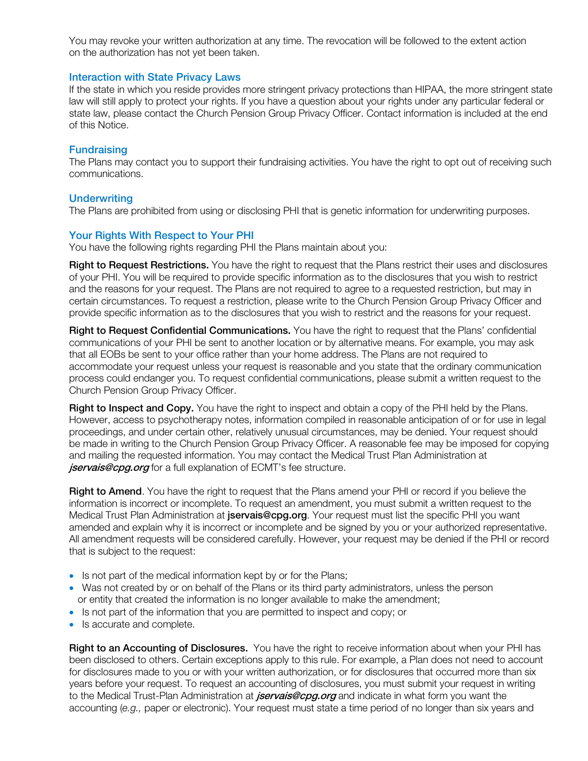You may revoke your written authorization at any time. The revocation will be followed to the extent action on the authorization has not yet been taken.

## Interaction with State Privacy Laws

If the state in which you reside provides more stringent privacy protections than HIPAA, the more stringent state law will still apply to protect your rights. If you have a question about your rights under any particular federal or state law, please contact the Church Pension Group Privacy Officer. Contact information is included at the end of this Notice.

## Fundraising

The Plans may contact you to support their fundraising activities. You have the right to opt out of receiving such communications.

## Underwriting

The Plans are prohibited from using or disclosing PHI that is genetic information for underwriting purposes.

## Your Rights With Respect to Your PHI

You have the following rights regarding PHI the Plans maintain about you:

**Right to Request Restrictions.** You have the right to request that the Plans restrict their uses and disclosures of your PHI. You will be required to provide specific information as to the disclosures that you wish to restrict and the reasons for your request. The Plans are not required to agree to a requested restriction, but may in certain circumstances. To request a restriction, please write to the Church Pension Group Privacy Officer and provide specific information as to the disclosures that you wish to restrict and the reasons for your request.

**Right to Request Confidential Communications.** You have the right to request that the Plans' confidential communications of your PHI be sent to another location or by alternative means. For example, you may ask that all EOBs be sent to your office rather than your home address. The Plans are not required to accommodate your request unless your request is reasonable and you state that the ordinary communication process could endanger you. To request confidential communications, please submit a written request to the Church Pension Group Privacy Officer.

**Right to Inspect and Copy.** You have the right to inspect and obtain a copy of the PHI held by the Plans. However, access to psychotherapy notes, information compiled in reasonable anticipation of or for use in legal proceedings, and under certain other, relatively unusual circumstances, may be denied. Your request should be made in writing to the Church Pension Group Privacy Officer. A reasonable fee may be imposed for copying and mailing the requested information. You may contact the Medical Trust Plan Administration at ***jservais@cpg.org*** for a full explanation of ECMT's fee structure.

**Right to Amend**. You have the right to request that the Plans amend your PHI or record if you believe the information is incorrect or incomplete. To request an amendment, you must submit a written request to the Medical Trust Plan Administration at **jservais@cpg.org**. Your request must list the specific PHI you want amended and explain why it is incorrect or incomplete and be signed by you or your authorized representative. All amendment requests will be considered carefully. However, your request may be denied if the PHI or record that is subject to the request:

- Is not part of the medical information kept by or for the Plans;
- Was not created by or on behalf of the Plans or its third party administrators, unless the person or entity that created the information is no longer available to make the amendment;
- Is not part of the information that you are permitted to inspect and copy; or
- Is accurate and complete.

**Right to an Accounting of Disclosures.** You have the right to receive information about when your PHI has been disclosed to others. Certain exceptions apply to this rule. For example, a Plan does not need to account for disclosures made to you or with your written authorization, or for disclosures that occurred more than six years before your request. To request an accounting of disclosures, you must submit your request in writing to the Medical Trust-Plan Administration at ***jservais@cpg.org*** and indicate in what form you want the accounting (*e.g.,* paper or electronic). Your request must state a time period of no longer than six years and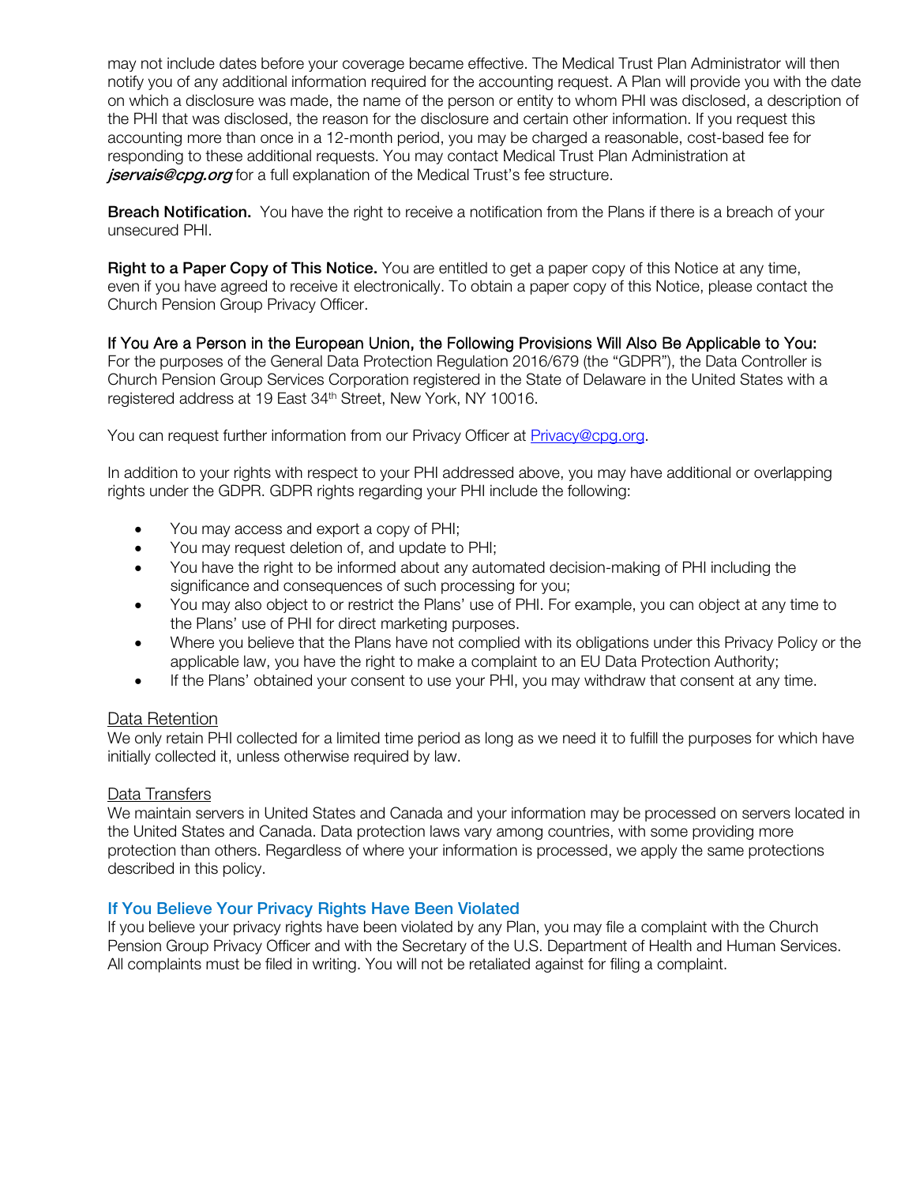may not include dates before your coverage became effective. The Medical Trust Plan Administrator will then notify you of any additional information required for the accounting request. A Plan will provide you with the date on which a disclosure was made, the name of the person or entity to whom PHI was disclosed, a description of the PHI that was disclosed, the reason for the disclosure and certain other information. If you request this accounting more than once in a 12-month period, you may be charged a reasonable, cost-based fee for responding to these additional requests. You may contact Medical Trust Plan Administration at ***jservais@cpg.org*** for a full explanation of the Medical Trust's fee structure.

**Breach Notification.** You have the right to receive a notification from the Plans if there is a breach of your unsecured PHI.

**Right to a Paper Copy of This Notice.** You are entitled to get a paper copy of this Notice at any time, even if you have agreed to receive it electronically. To obtain a paper copy of this Notice, please contact the Church Pension Group Privacy Officer.

If You Are a Person in the European Union, the Following Provisions Will Also Be Applicable to You:
For the purposes of the General Data Protection Regulation 2016/679 (the "GDPR"), the Data Controller is Church Pension Group Services Corporation registered in the State of Delaware in the United States with a registered address at 19 East 34th Street, New York, NY 10016.

You can request further information from our Privacy Officer at Privacy@cpg.org.

In addition to your rights with respect to your PHI addressed above, you may have additional or overlapping rights under the GDPR. GDPR rights regarding your PHI include the following:

- You may access and export a copy of PHI;
- You may request deletion of, and update to PHI;
- You have the right to be informed about any automated decision-making of PHI including the significance and consequences of such processing for you;
- You may also object to or restrict the Plans' use of PHI. For example, you can object at any time to the Plans' use of PHI for direct marketing purposes.
- Where you believe that the Plans have not complied with its obligations under this Privacy Policy or the applicable law, you have the right to make a complaint to an EU Data Protection Authority;
- If the Plans' obtained your consent to use your PHI, you may withdraw that consent at any time.

Data Retention
We only retain PHI collected for a limited time period as long as we need it to fulfill the purposes for which have initially collected it, unless otherwise required by law.

Data Transfers
We maintain servers in United States and Canada and your information may be processed on servers located in the United States and Canada. Data protection laws vary among countries, with some providing more protection than others. Regardless of where your information is processed, we apply the same protections described in this policy.

## If You Believe Your Privacy Rights Have Been Violated

If you believe your privacy rights have been violated by any Plan, you may file a complaint with the Church Pension Group Privacy Officer and with the Secretary of the U.S. Department of Health and Human Services. All complaints must be filed in writing. You will not be retaliated against for filing a complaint.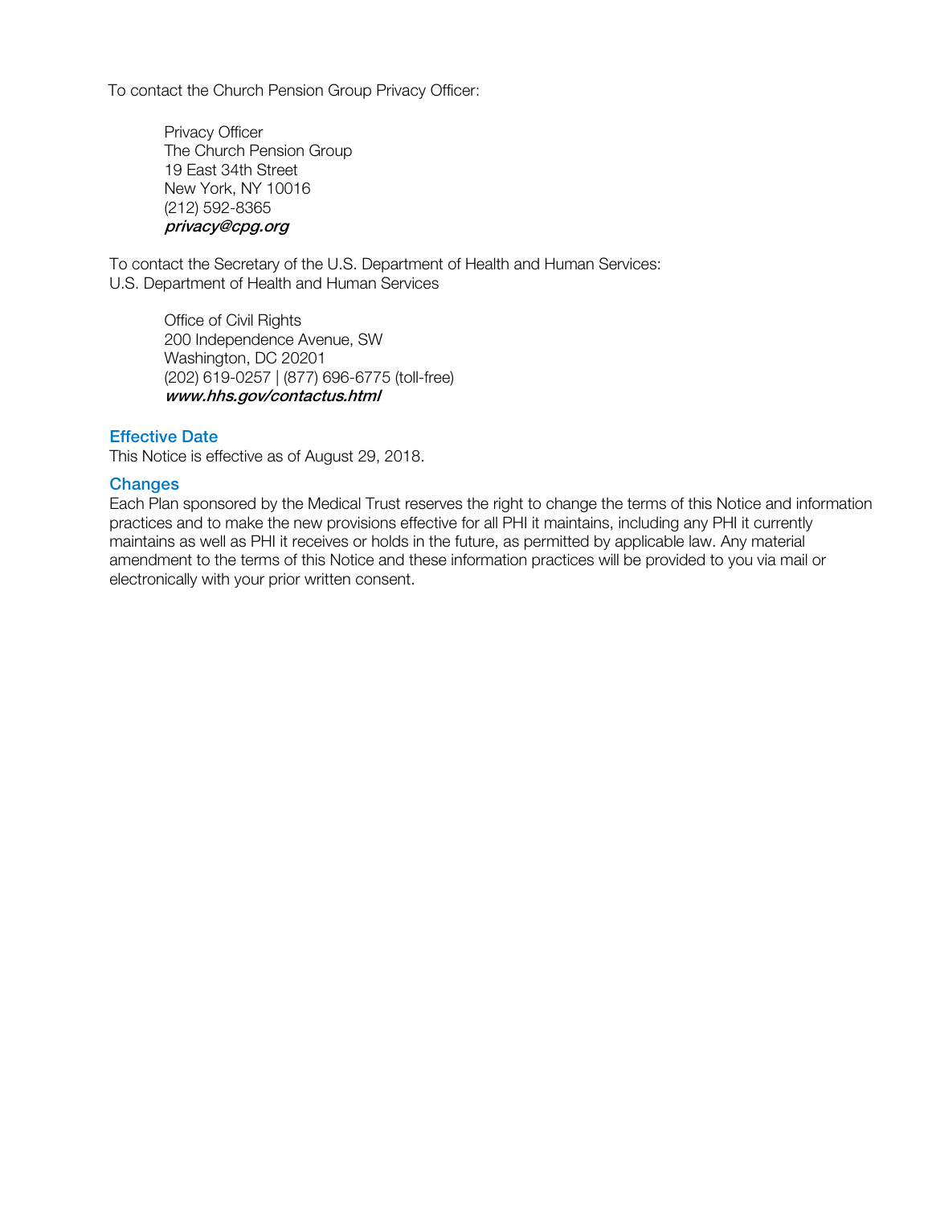To contact the Church Pension Group Privacy Officer:

Privacy Officer
The Church Pension Group
19 East 34th Street
New York, NY 10016
(212) 592-8365
***privacy@cpg.org***

To contact the Secretary of the U.S. Department of Health and Human Services:
U.S. Department of Health and Human Services

Office of Civil Rights
200 Independence Avenue, SW
Washington, DC 20201
(202) 619-0257 | (877) 696-6775 (toll-free)
***www.hhs.gov/contactus.html***

## Effective Date

This Notice is effective as of August 29, 2018.

## Changes

Each Plan sponsored by the Medical Trust reserves the right to change the terms of this Notice and information practices and to make the new provisions effective for all PHI it maintains, including any PHI it currently maintains as well as PHI it receives or holds in the future, as permitted by applicable law. Any material amendment to the terms of this Notice and these information practices will be provided to you via mail or electronically with your prior written consent.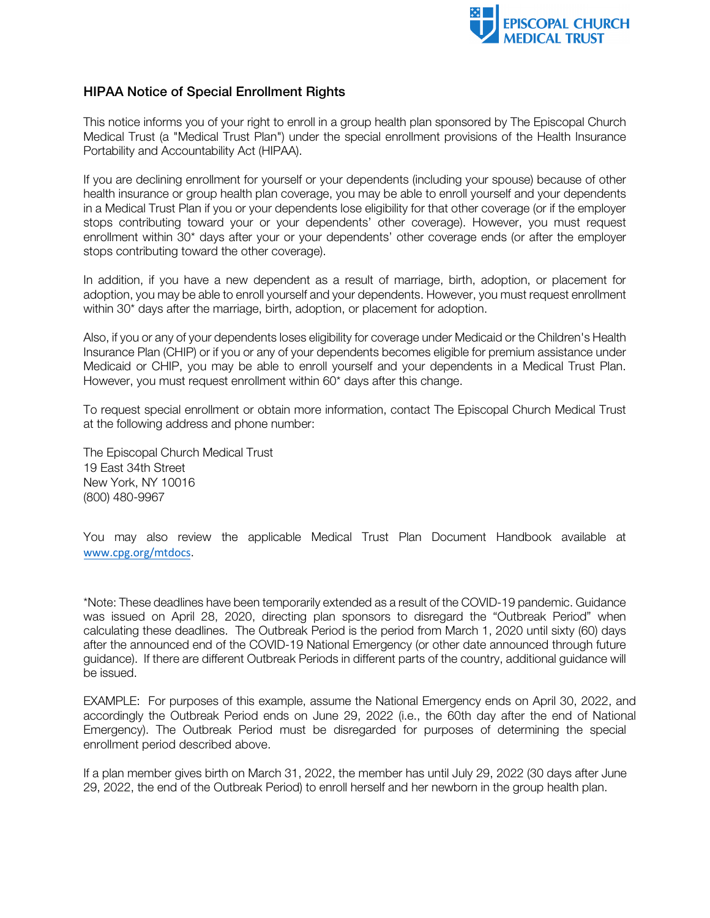## HIPAA Notice of Special Enrollment Rights

This notice informs you of your right to enroll in a group health plan sponsored by The Episcopal Church Medical Trust (a "Medical Trust Plan") under the special enrollment provisions of the Health Insurance Portability and Accountability Act (HIPAA).

If you are declining enrollment for yourself or your dependents (including your spouse) because of other health insurance or group health plan coverage, you may be able to enroll yourself and your dependents in a Medical Trust Plan if you or your dependents lose eligibility for that other coverage (or if the employer stops contributing toward your or your dependents' other coverage). However, you must request enrollment within 30* days after your or your dependents' other coverage ends (or after the employer stops contributing toward the other coverage).

In addition, if you have a new dependent as a result of marriage, birth, adoption, or placement for adoption, you may be able to enroll yourself and your dependents. However, you must request enrollment within 30* days after the marriage, birth, adoption, or placement for adoption.

Also, if you or any of your dependents loses eligibility for coverage under Medicaid or the Children's Health Insurance Plan (CHIP) or if you or any of your dependents becomes eligible for premium assistance under Medicaid or CHIP, you may be able to enroll yourself and your dependents in a Medical Trust Plan. However, you must request enrollment within 60* days after this change.

To request special enrollment or obtain more information, contact The Episcopal Church Medical Trust at the following address and phone number:

The Episcopal Church Medical Trust
19 East 34th Street
New York, NY 10016
(800) 480-9967

You may also review the applicable Medical Trust Plan Document Handbook available at www.cpg.org/mtdocs.

*Note: These deadlines have been temporarily extended as a result of the COVID-19 pandemic. Guidance was issued on April 28, 2020, directing plan sponsors to disregard the "Outbreak Period" when calculating these deadlines. The Outbreak Period is the period from March 1, 2020 until sixty (60) days after the announced end of the COVID-19 National Emergency (or other date announced through future guidance). If there are different Outbreak Periods in different parts of the country, additional guidance will be issued.

EXAMPLE: For purposes of this example, assume the National Emergency ends on April 30, 2022, and accordingly the Outbreak Period ends on June 29, 2022 (i.e., the 60th day after the end of National Emergency). The Outbreak Period must be disregarded for purposes of determining the special enrollment period described above.

If a plan member gives birth on March 31, 2022, the member has until July 29, 2022 (30 days after June 29, 2022, the end of the Outbreak Period) to enroll herself and her newborn in the group health plan.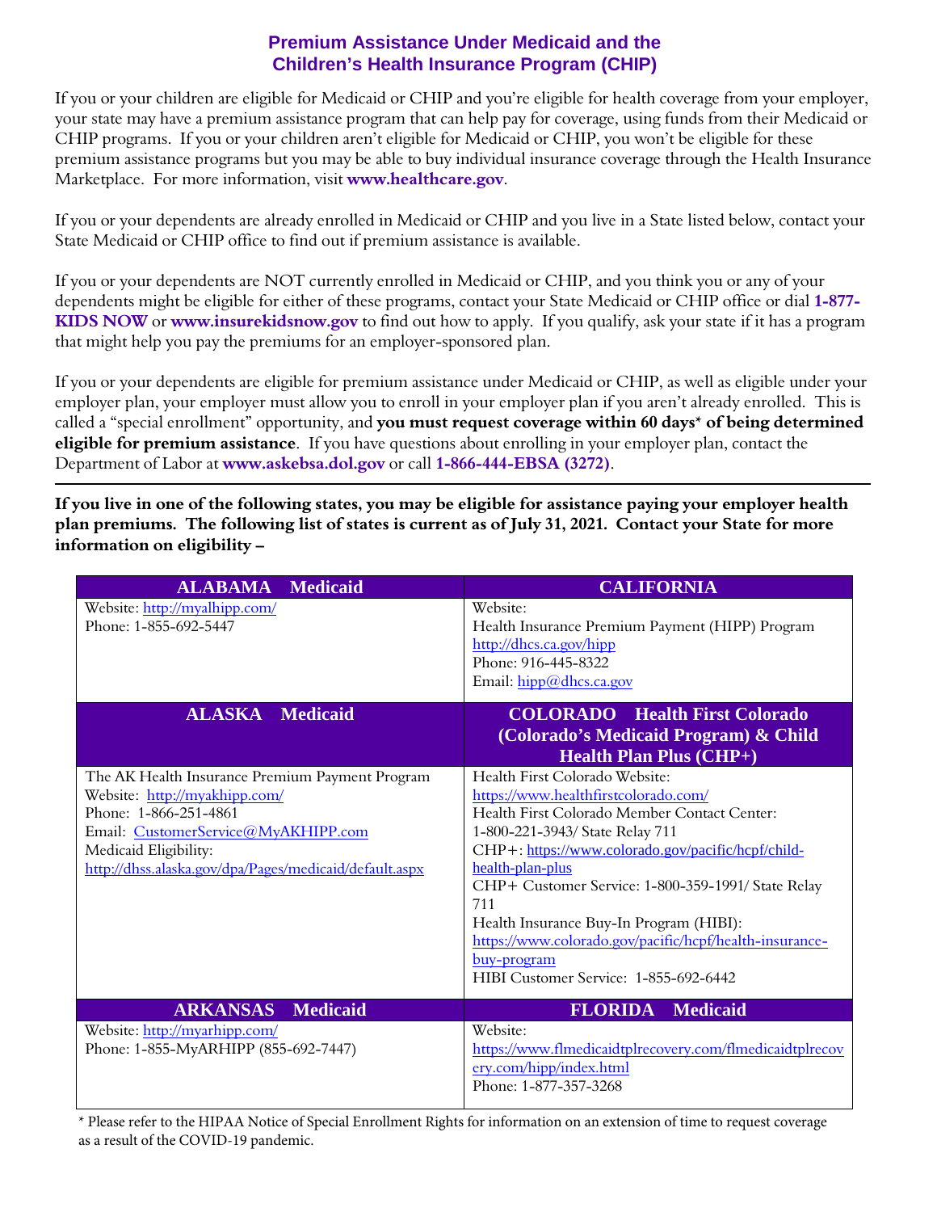## Premium Assistance Under Medicaid and the Children's Health Insurance Program (CHIP)

If you or your children are eligible for Medicaid or CHIP and you're eligible for health coverage from your employer, your state may have a premium assistance program that can help pay for coverage, using funds from their Medicaid or CHIP programs. If you or your children aren't eligible for Medicaid or CHIP, you won't be eligible for these premium assistance programs but you may be able to buy individual insurance coverage through the Health Insurance Marketplace. For more information, visit **www.healthcare.gov**.

If you or your dependents are already enrolled in Medicaid or CHIP and you live in a State listed below, contact your State Medicaid or CHIP office to find out if premium assistance is available.

If you or your dependents are NOT currently enrolled in Medicaid or CHIP, and you think you or any of your dependents might be eligible for either of these programs, contact your State Medicaid or CHIP office or dial **1-877-KIDS NOW** or **www.insurekidsnow.gov** to find out how to apply. If you qualify, ask your state if it has a program that might help you pay the premiums for an employer-sponsored plan.

If you or your dependents are eligible for premium assistance under Medicaid or CHIP, as well as eligible under your employer plan, your employer must allow you to enroll in your employer plan if you aren't already enrolled. This is called a "special enrollment" opportunity, and **you must request coverage within 60 days* of being determined eligible for premium assistance**. If you have questions about enrolling in your employer plan, contact the Department of Labor at **www.askebsa.dol.gov** or call **1-866-444-EBSA (3272)**.

---

**If you live in one of the following states, you may be eligible for assistance paying your employer health plan premiums. The following list of states is current as of July 31, 2021. Contact your State for more information on eligibility –**

| ALABAMA Medicaid | CALIFORNIA |
|---|---|
| Website: http://myalhipp.com/<br>Phone: 1-855-692-5447 | Website:<br>Health Insurance Premium Payment (HIPP) Program<br>http://dhcs.ca.gov/hipp<br>Phone: 916-445-8322<br>Email: hipp@dhcs.ca.gov |
| **ALASKA Medicaid** | **COLORADO Health First Colorado (Colorado's Medicaid Program) & Child Health Plan Plus (CHP+)** |
| The AK Health Insurance Premium Payment Program<br>Website: http://myakhipp.com/<br>Phone: 1-866-251-4861<br>Email: CustomerService@MyAKHIPP.com<br>Medicaid Eligibility:<br>http://dhss.alaska.gov/dpa/Pages/medicaid/default.aspx | Health First Colorado Website:<br>https://www.healthfirstcolorado.com/<br>Health First Colorado Member Contact Center:<br>1-800-221-3943/ State Relay 711<br>CHP+: https://www.colorado.gov/pacific/hcpf/child-health-plan-plus<br>CHP+ Customer Service: 1-800-359-1991/ State Relay 711<br>Health Insurance Buy-In Program (HIBI):<br>https://www.colorado.gov/pacific/hcpf/health-insurance-buy-program<br>HIBI Customer Service: 1-855-692-6442 |
| **ARKANSAS Medicaid** | **FLORIDA Medicaid** |
| Website: http://myarhipp.com/<br>Phone: 1-855-MyARHIPP (855-692-7447) | Website:<br>https://www.flmedicaidtplrecovery.com/flmedicaidtplrecovery.com/hipp/index.html<br>Phone: 1-877-357-3268 |

* Please refer to the HIPAA Notice of Special Enrollment Rights for information on an extension of time to request coverage as a result of the COVID-19 pandemic.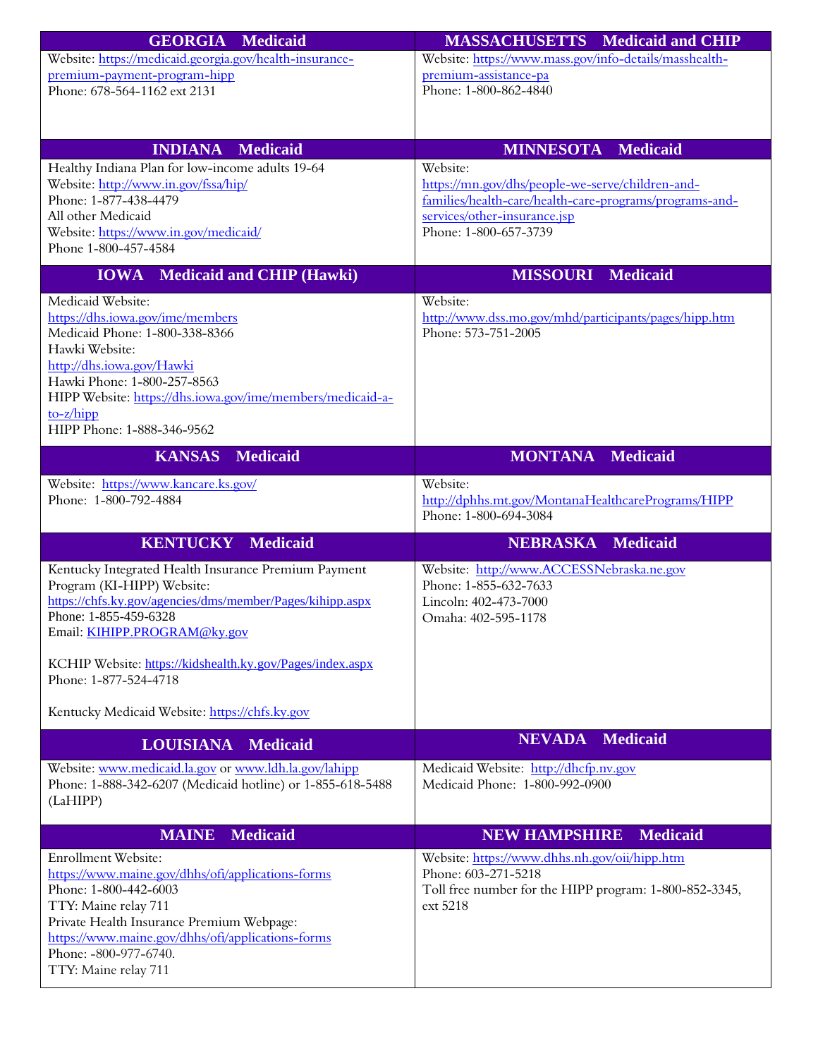| GEORGIA Medicaid | MASSACHUSETTS Medicaid and CHIP |
|---|---|
| Website: https://medicaid.georgia.gov/health-insurance-premium-payment-program-hipp<br>Phone: 678-564-1162 ext 2131 | Website: https://www.mass.gov/info-details/masshealth-premium-assistance-pa<br>Phone: 1-800-862-4840 |
| **INDIANA Medicaid** | **MINNESOTA Medicaid** |
| Healthy Indiana Plan for low-income adults 19-64<br>Website: http://www.in.gov/fssa/hip/<br>Phone: 1-877-438-4479<br>All other Medicaid<br>Website: https://www.in.gov/medicaid/<br>Phone 1-800-457-4584 | Website:<br>https://mn.gov/dhs/people-we-serve/children-and-families/health-care/health-care-programs/programs-and-services/other-insurance.jsp<br>Phone: 1-800-657-3739 |
| **IOWA Medicaid and CHIP (Hawki)** | **MISSOURI Medicaid** |
| Medicaid Website:<br>https://dhs.iowa.gov/ime/members<br>Medicaid Phone: 1-800-338-8366<br>Hawki Website:<br>http://dhs.iowa.gov/Hawki<br>Hawki Phone: 1-800-257-8563<br>HIPP Website: https://dhs.iowa.gov/ime/members/medicaid-a-to-z/hipp<br>HIPP Phone: 1-888-346-9562 | Website:<br>http://www.dss.mo.gov/mhd/participants/pages/hipp.htm<br>Phone: 573-751-2005 |
| **KANSAS Medicaid** | **MONTANA Medicaid** |
| Website: https://www.kancare.ks.gov/<br>Phone: 1-800-792-4884 | Website:<br>http://dphhs.mt.gov/MontanaHealthcarePrograms/HIPP<br>Phone: 1-800-694-3084 |
| **KENTUCKY Medicaid** | **NEBRASKA Medicaid** |
| Kentucky Integrated Health Insurance Premium Payment Program (KI-HIPP) Website:<br>https://chfs.ky.gov/agencies/dms/member/Pages/kihipp.aspx<br>Phone: 1-855-459-6328<br>Email: KIHIPP.PROGRAM@ky.gov<br><br>KCHIP Website: https://kidshealth.ky.gov/Pages/index.aspx<br>Phone: 1-877-524-4718<br><br>Kentucky Medicaid Website: https://chfs.ky.gov | Website: http://www.ACCESSNebraska.ne.gov<br>Phone: 1-855-632-7633<br>Lincoln: 402-473-7000<br>Omaha: 402-595-1178 |
| **LOUISIANA Medicaid** | **NEVADA Medicaid** |
| Website: www.medicaid.la.gov or www.ldh.la.gov/lahipp<br>Phone: 1-888-342-6207 (Medicaid hotline) or 1-855-618-5488 (LaHIPP) | Medicaid Website: http://dhcfp.nv.gov<br>Medicaid Phone: 1-800-992-0900 |
| **MAINE Medicaid** | **NEW HAMPSHIRE Medicaid** |
| Enrollment Website:<br>https://www.maine.gov/dhhs/ofi/applications-forms<br>Phone: 1-800-442-6003<br>TTY: Maine relay 711<br>Private Health Insurance Premium Webpage:<br>https://www.maine.gov/dhhs/ofi/applications-forms<br>Phone: -800-977-6740.<br>TTY: Maine relay 711 | Website: https://www.dhhs.nh.gov/oii/hipp.htm<br>Phone: 603-271-5218<br>Toll free number for the HIPP program: 1-800-852-3345, ext 5218 |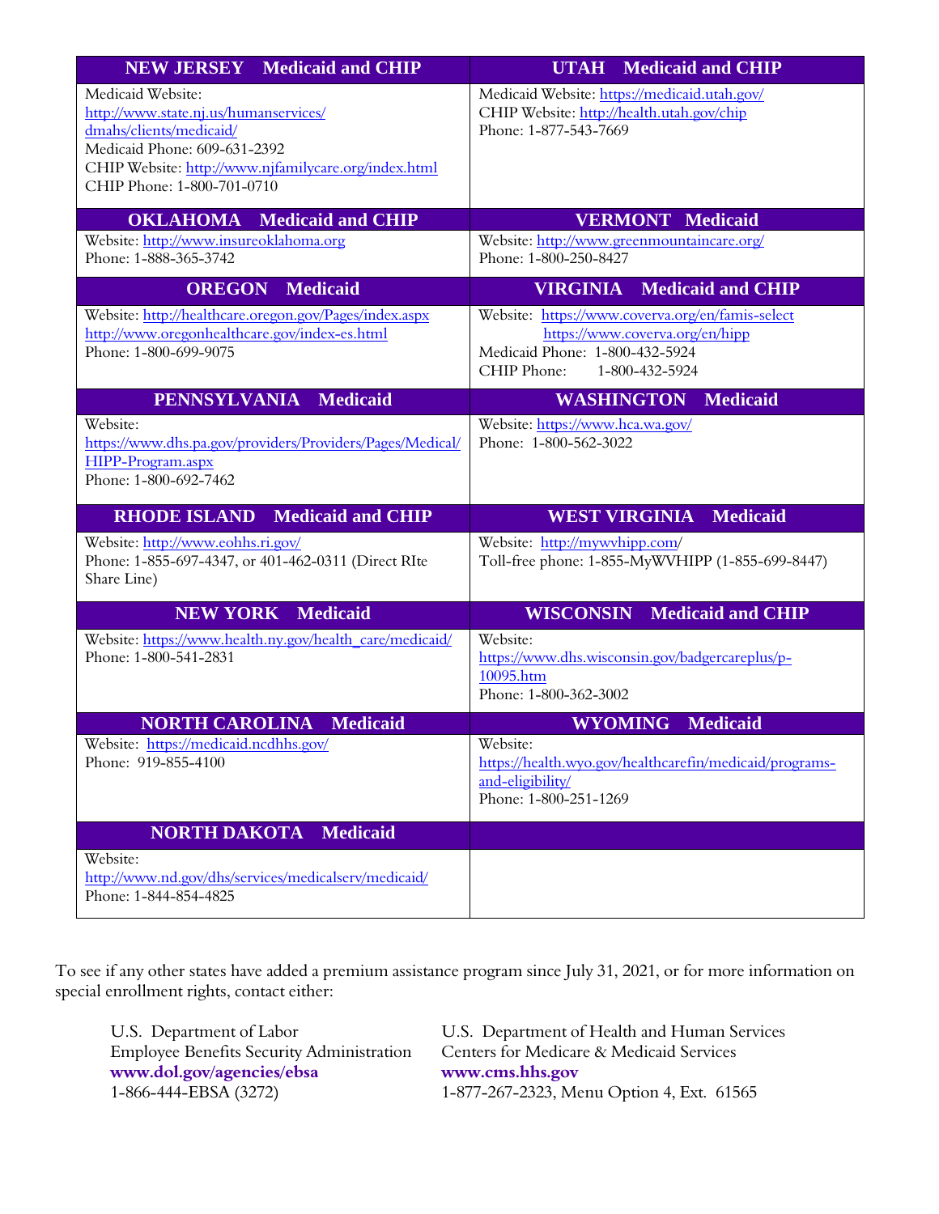| NEW JERSEY – Medicaid and CHIP | UTAH – Medicaid and CHIP |
|---|---|
| Medicaid Website: http://www.state.nj.us/humanservices/dmahs/clients/medicaid/<br>Medicaid Phone: 609-631-2392<br>CHIP Website: http://www.njfamilycare.org/index.html<br>CHIP Phone: 1-800-701-0710 | Medicaid Website: https://medicaid.utah.gov/<br>CHIP Website: http://health.utah.gov/chip<br>Phone: 1-877-543-7669 |
| **OKLAHOMA – Medicaid and CHIP** | **VERMONT – Medicaid** |
| Website: http://www.insureoklahoma.org<br>Phone: 1-888-365-3742 | Website: http://www.greenmountaincare.org/<br>Phone: 1-800-250-8427 |
| **OREGON – Medicaid** | **VIRGINIA – Medicaid and CHIP** |
| Website: http://healthcare.oregon.gov/Pages/index.aspx<br>http://www.oregonhealthcare.gov/index-es.html<br>Phone: 1-800-699-9075 | Website: https://www.coverva.org/en/famis-select<br>https://www.coverva.org/en/hipp<br>Medicaid Phone: 1-800-432-5924<br>CHIP Phone: 1-800-432-5924 |
| **PENNSYLVANIA – Medicaid** | **WASHINGTON – Medicaid** |
| Website: https://www.dhs.pa.gov/providers/Providers/Pages/Medical/HIPP-Program.aspx<br>Phone: 1-800-692-7462 | Website: https://www.hca.wa.gov/<br>Phone: 1-800-562-3022 |
| **RHODE ISLAND – Medicaid and CHIP** | **WEST VIRGINIA – Medicaid** |
| Website: http://www.eohhs.ri.gov/<br>Phone: 1-855-697-4347, or 401-462-0311 (Direct RIte Share Line) | Website: http://mywvhipp.com/<br>Toll-free phone: 1-855-MyWVHIPP (1-855-699-8447) |
| **NEW YORK – Medicaid** | **WISCONSIN – Medicaid and CHIP** |
| Website: https://www.health.ny.gov/health_care/medicaid/<br>Phone: 1-800-541-2831 | Website: https://www.dhs.wisconsin.gov/badgercareplus/p-10095.htm<br>Phone: 1-800-362-3002 |
| **NORTH CAROLINA – Medicaid** | **WYOMING – Medicaid** |
| Website: https://medicaid.ncdhhs.gov/<br>Phone: 919-855-4100 | Website: https://health.wyo.gov/healthcarefin/medicaid/programs-and-eligibility/<br>Phone: 1-800-251-1269 |
| **NORTH DAKOTA – Medicaid** | |
| Website: http://www.nd.gov/dhs/services/medicalserv/medicaid/<br>Phone: 1-844-854-4825 | |

To see if any other states have added a premium assistance program since July 31, 2021, or for more information on special enrollment rights, contact either:

U.S. Department of Labor
Employee Benefits Security Administration
**www.dol.gov/agencies/ebsa**
1-866-444-EBSA (3272)

U.S. Department of Health and Human Services
Centers for Medicare & Medicaid Services
**www.cms.hhs.gov**
1-877-267-2323, Menu Option 4, Ext. 61565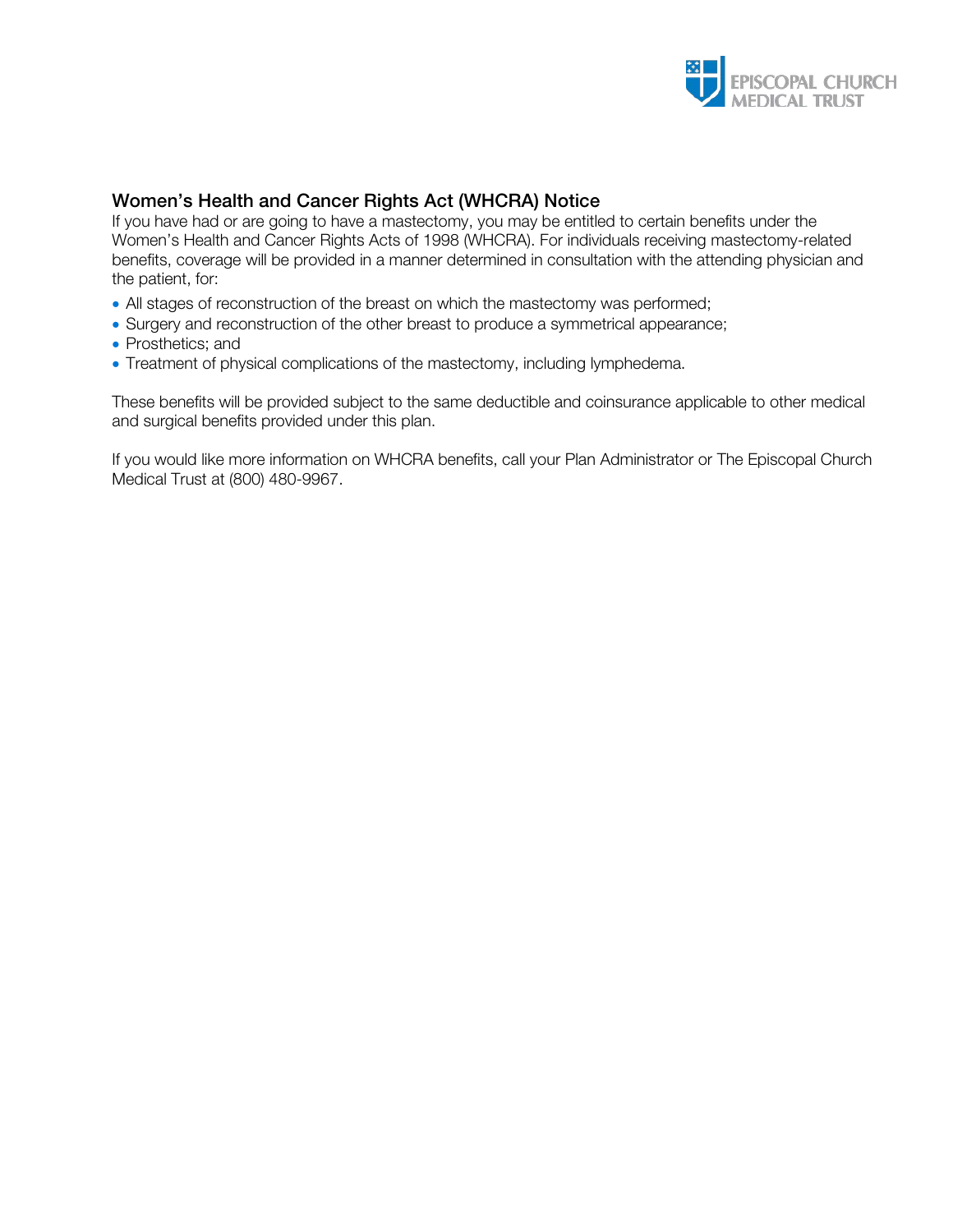EPISCOPAL CHURCH MEDICAL TRUST

## Women's Health and Cancer Rights Act (WHCRA) Notice

If you have had or are going to have a mastectomy, you may be entitled to certain benefits under the Women's Health and Cancer Rights Acts of 1998 (WHCRA). For individuals receiving mastectomy-related benefits, coverage will be provided in a manner determined in consultation with the attending physician and the patient, for:

- All stages of reconstruction of the breast on which the mastectomy was performed;
- Surgery and reconstruction of the other breast to produce a symmetrical appearance;
- Prosthetics; and
- Treatment of physical complications of the mastectomy, including lymphedema.

These benefits will be provided subject to the same deductible and coinsurance applicable to other medical and surgical benefits provided under this plan.

If you would like more information on WHCRA benefits, call your Plan Administrator or The Episcopal Church Medical Trust at (800) 480-9967.